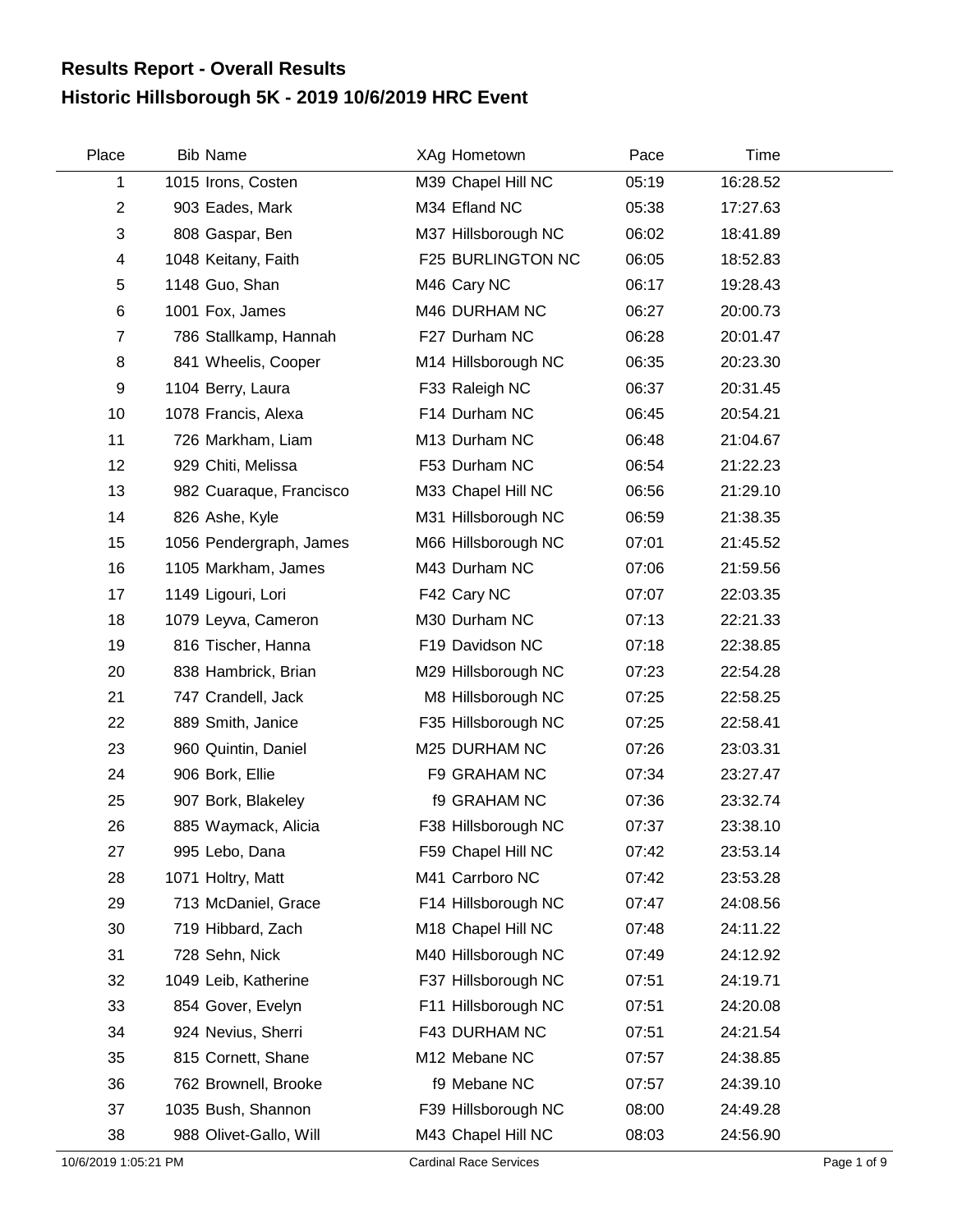# Results Report - Overall Results

## Historic Hillsborough 5K - 2019 10/6/2019 HRC Event

| Place | Bib | Name | XAg | Hometown | Pace | Time |
|---|---|---|---|---|---|---|
| 1 | 1015 | Irons, Costen | M39 | Chapel Hill NC | 05:19 | 16:28.52 |
| 2 | 903 | Eades, Mark | M34 | Efland NC | 05:38 | 17:27.63 |
| 3 | 808 | Gaspar, Ben | M37 | Hillsborough NC | 06:02 | 18:41.89 |
| 4 | 1048 | Keitany, Faith | F25 | BURLINGTON NC | 06:05 | 18:52.83 |
| 5 | 1148 | Guo, Shan | M46 | Cary NC | 06:17 | 19:28.43 |
| 6 | 1001 | Fox, James | M46 | DURHAM NC | 06:27 | 20:00.73 |
| 7 | 786 | Stallkamp, Hannah | F27 | Durham NC | 06:28 | 20:01.47 |
| 8 | 841 | Wheelis, Cooper | M14 | Hillsborough NC | 06:35 | 20:23.30 |
| 9 | 1104 | Berry, Laura | F33 | Raleigh NC | 06:37 | 20:31.45 |
| 10 | 1078 | Francis, Alexa | F14 | Durham NC | 06:45 | 20:54.21 |
| 11 | 726 | Markham, Liam | M13 | Durham NC | 06:48 | 21:04.67 |
| 12 | 929 | Chiti, Melissa | F53 | Durham NC | 06:54 | 21:22.23 |
| 13 | 982 | Cuaraque, Francisco | M33 | Chapel Hill NC | 06:56 | 21:29.10 |
| 14 | 826 | Ashe, Kyle | M31 | Hillsborough NC | 06:59 | 21:38.35 |
| 15 | 1056 | Pendergraph, James | M66 | Hillsborough NC | 07:01 | 21:45.52 |
| 16 | 1105 | Markham, James | M43 | Durham NC | 07:06 | 21:59.56 |
| 17 | 1149 | Ligouri, Lori | F42 | Cary NC | 07:07 | 22:03.35 |
| 18 | 1079 | Leyva, Cameron | M30 | Durham NC | 07:13 | 22:21.33 |
| 19 | 816 | Tischer, Hanna | F19 | Davidson NC | 07:18 | 22:38.85 |
| 20 | 838 | Hambrick, Brian | M29 | Hillsborough NC | 07:23 | 22:54.28 |
| 21 | 747 | Crandell, Jack | M8 | Hillsborough NC | 07:25 | 22:58.25 |
| 22 | 889 | Smith, Janice | F35 | Hillsborough NC | 07:25 | 22:58.41 |
| 23 | 960 | Quintin, Daniel | M25 | DURHAM NC | 07:26 | 23:03.31 |
| 24 | 906 | Bork, Ellie | F9 | GRAHAM NC | 07:34 | 23:27.47 |
| 25 | 907 | Bork, Blakeley | f9 | GRAHAM NC | 07:36 | 23:32.74 |
| 26 | 885 | Waymack, Alicia | F38 | Hillsborough NC | 07:37 | 23:38.10 |
| 27 | 995 | Lebo, Dana | F59 | Chapel Hill NC | 07:42 | 23:53.14 |
| 28 | 1071 | Holtry, Matt | M41 | Carrboro NC | 07:42 | 23:53.28 |
| 29 | 713 | McDaniel, Grace | F14 | Hillsborough NC | 07:47 | 24:08.56 |
| 30 | 719 | Hibbard, Zach | M18 | Chapel Hill NC | 07:48 | 24:11.22 |
| 31 | 728 | Sehn, Nick | M40 | Hillsborough NC | 07:49 | 24:12.92 |
| 32 | 1049 | Leib, Katherine | F37 | Hillsborough NC | 07:51 | 24:19.71 |
| 33 | 854 | Gover, Evelyn | F11 | Hillsborough NC | 07:51 | 24:20.08 |
| 34 | 924 | Nevius, Sherri | F43 | DURHAM NC | 07:51 | 24:21.54 |
| 35 | 815 | Cornett, Shane | M12 | Mebane NC | 07:57 | 24:38.85 |
| 36 | 762 | Brownell, Brooke | f9 | Mebane NC | 07:57 | 24:39.10 |
| 37 | 1035 | Bush, Shannon | F39 | Hillsborough NC | 08:00 | 24:49.28 |
| 38 | 988 | Olivet-Gallo, Will | M43 | Chapel Hill NC | 08:03 | 24:56.90 |

10/6/2019 1:05:21 PM    Cardinal Race Services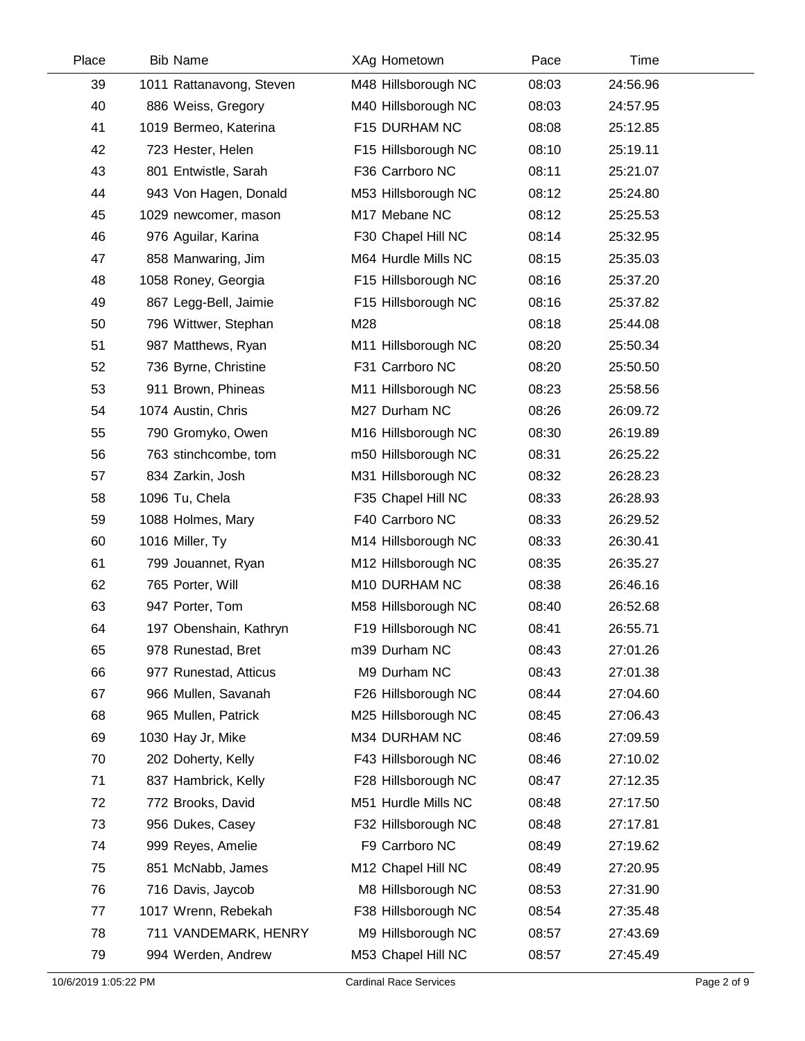| Place | Bib | Name | XAg | Hometown | Pace | Time |
|---|---|---|---|---|---|---|
| 39 | 1011 | Rattanavong, Steven | M48 | Hillsborough NC | 08:03 | 24:56.96 |
| 40 | 886 | Weiss, Gregory | M40 | Hillsborough NC | 08:03 | 24:57.95 |
| 41 | 1019 | Bermeo, Katerina | F15 | DURHAM NC | 08:08 | 25:12.85 |
| 42 | 723 | Hester, Helen | F15 | Hillsborough NC | 08:10 | 25:19.11 |
| 43 | 801 | Entwistle, Sarah | F36 | Carrboro NC | 08:11 | 25:21.07 |
| 44 | 943 | Von Hagen, Donald | M53 | Hillsborough NC | 08:12 | 25:24.80 |
| 45 | 1029 | newcomer, mason | M17 | Mebane NC | 08:12 | 25:25.53 |
| 46 | 976 | Aguilar, Karina | F30 | Chapel Hill NC | 08:14 | 25:32.95 |
| 47 | 858 | Manwaring, Jim | M64 | Hurdle Mills NC | 08:15 | 25:35.03 |
| 48 | 1058 | Roney, Georgia | F15 | Hillsborough NC | 08:16 | 25:37.20 |
| 49 | 867 | Legg-Bell, Jaimie | F15 | Hillsborough NC | 08:16 | 25:37.82 |
| 50 | 796 | Wittwer, Stephan | M28 | | 08:18 | 25:44.08 |
| 51 | 987 | Matthews, Ryan | M11 | Hillsborough NC | 08:20 | 25:50.34 |
| 52 | 736 | Byrne, Christine | F31 | Carrboro NC | 08:20 | 25:50.50 |
| 53 | 911 | Brown, Phineas | M11 | Hillsborough NC | 08:23 | 25:58.56 |
| 54 | 1074 | Austin, Chris | M27 | Durham NC | 08:26 | 26:09.72 |
| 55 | 790 | Gromyko, Owen | M16 | Hillsborough NC | 08:30 | 26:19.89 |
| 56 | 763 | stinchcombe, tom | m50 | Hillsborough NC | 08:31 | 26:25.22 |
| 57 | 834 | Zarkin, Josh | M31 | Hillsborough NC | 08:32 | 26:28.23 |
| 58 | 1096 | Tu, Chela | F35 | Chapel Hill NC | 08:33 | 26:28.93 |
| 59 | 1088 | Holmes, Mary | F40 | Carrboro NC | 08:33 | 26:29.52 |
| 60 | 1016 | Miller, Ty | M14 | Hillsborough NC | 08:33 | 26:30.41 |
| 61 | 799 | Jouannet, Ryan | M12 | Hillsborough NC | 08:35 | 26:35.27 |
| 62 | 765 | Porter, Will | M10 | DURHAM NC | 08:38 | 26:46.16 |
| 63 | 947 | Porter, Tom | M58 | Hillsborough NC | 08:40 | 26:52.68 |
| 64 | 197 | Obenshain, Kathryn | F19 | Hillsborough NC | 08:41 | 26:55.71 |
| 65 | 978 | Runestad, Bret | m39 | Durham NC | 08:43 | 27:01.26 |
| 66 | 977 | Runestad, Atticus | M9 | Durham NC | 08:43 | 27:01.38 |
| 67 | 966 | Mullen, Savanah | F26 | Hillsborough NC | 08:44 | 27:04.60 |
| 68 | 965 | Mullen, Patrick | M25 | Hillsborough NC | 08:45 | 27:06.43 |
| 69 | 1030 | Hay Jr, Mike | M34 | DURHAM NC | 08:46 | 27:09.59 |
| 70 | 202 | Doherty, Kelly | F43 | Hillsborough NC | 08:46 | 27:10.02 |
| 71 | 837 | Hambrick, Kelly | F28 | Hillsborough NC | 08:47 | 27:12.35 |
| 72 | 772 | Brooks, David | M51 | Hurdle Mills NC | 08:48 | 27:17.50 |
| 73 | 956 | Dukes, Casey | F32 | Hillsborough NC | 08:48 | 27:17.81 |
| 74 | 999 | Reyes, Amelie | F9 | Carrboro NC | 08:49 | 27:19.62 |
| 75 | 851 | McNabb, James | M12 | Chapel Hill NC | 08:49 | 27:20.95 |
| 76 | 716 | Davis, Jaycob | M8 | Hillsborough NC | 08:53 | 27:31.90 |
| 77 | 1017 | Wrenn, Rebekah | F38 | Hillsborough NC | 08:54 | 27:35.48 |
| 78 | 711 | VANDEMARK, HENRY | M9 | Hillsborough NC | 08:57 | 27:43.69 |
| 79 | 994 | Werden, Andrew | M53 | Chapel Hill NC | 08:57 | 27:45.49 |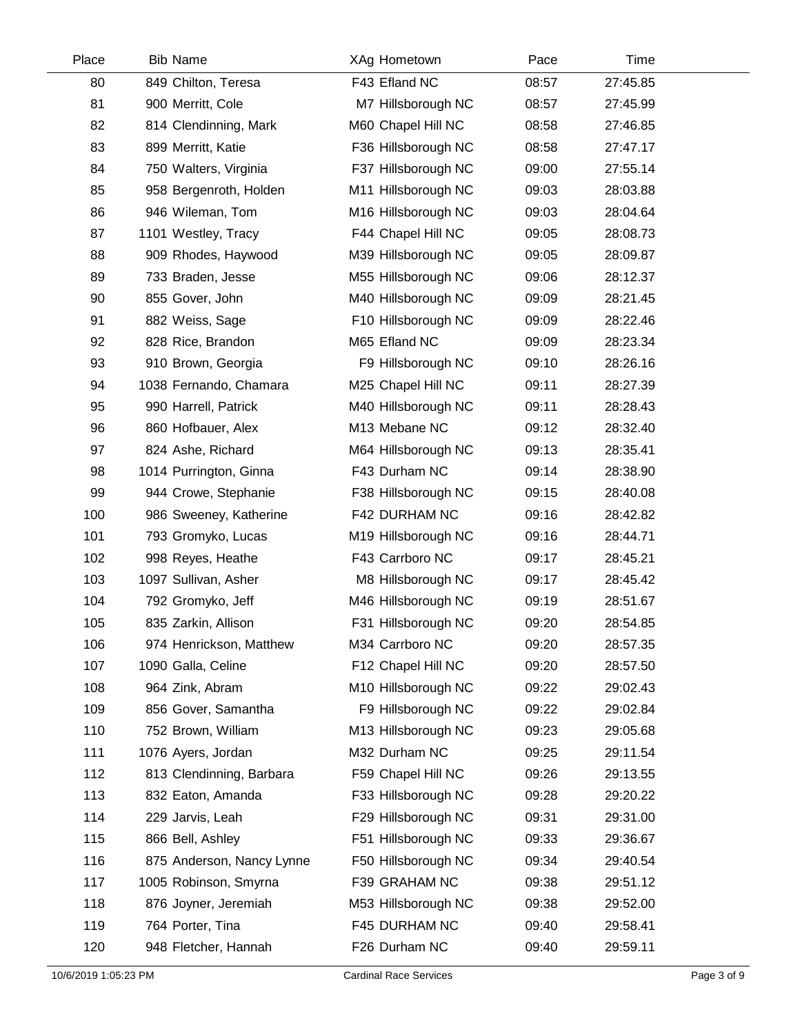| Place | Bib | Name | XAg | Hometown | Pace | Time |
|---|---|---|---|---|---|---|
| 80 | 849 | Chilton, Teresa | F43 | Efland NC | 08:57 | 27:45.85 |
| 81 | 900 | Merritt, Cole | M7 | Hillsborough NC | 08:57 | 27:45.99 |
| 82 | 814 | Clendinning, Mark | M60 | Chapel Hill NC | 08:58 | 27:46.85 |
| 83 | 899 | Merritt, Katie | F36 | Hillsborough NC | 08:58 | 27:47.17 |
| 84 | 750 | Walters, Virginia | F37 | Hillsborough NC | 09:00 | 27:55.14 |
| 85 | 958 | Bergenroth, Holden | M11 | Hillsborough NC | 09:03 | 28:03.88 |
| 86 | 946 | Wileman, Tom | M16 | Hillsborough NC | 09:03 | 28:04.64 |
| 87 | 1101 | Westley, Tracy | F44 | Chapel Hill NC | 09:05 | 28:08.73 |
| 88 | 909 | Rhodes, Haywood | M39 | Hillsborough NC | 09:05 | 28:09.87 |
| 89 | 733 | Braden, Jesse | M55 | Hillsborough NC | 09:06 | 28:12.37 |
| 90 | 855 | Gover, John | M40 | Hillsborough NC | 09:09 | 28:21.45 |
| 91 | 882 | Weiss, Sage | F10 | Hillsborough NC | 09:09 | 28:22.46 |
| 92 | 828 | Rice, Brandon | M65 | Efland NC | 09:09 | 28:23.34 |
| 93 | 910 | Brown, Georgia | F9 | Hillsborough NC | 09:10 | 28:26.16 |
| 94 | 1038 | Fernando, Chamara | M25 | Chapel Hill NC | 09:11 | 28:27.39 |
| 95 | 990 | Harrell, Patrick | M40 | Hillsborough NC | 09:11 | 28:28.43 |
| 96 | 860 | Hofbauer, Alex | M13 | Mebane NC | 09:12 | 28:32.40 |
| 97 | 824 | Ashe, Richard | M64 | Hillsborough NC | 09:13 | 28:35.41 |
| 98 | 1014 | Purrington, Ginna | F43 | Durham NC | 09:14 | 28:38.90 |
| 99 | 944 | Crowe, Stephanie | F38 | Hillsborough NC | 09:15 | 28:40.08 |
| 100 | 986 | Sweeney, Katherine | F42 | DURHAM NC | 09:16 | 28:42.82 |
| 101 | 793 | Gromyko, Lucas | M19 | Hillsborough NC | 09:16 | 28:44.71 |
| 102 | 998 | Reyes, Heathe | F43 | Carrboro NC | 09:17 | 28:45.21 |
| 103 | 1097 | Sullivan, Asher | M8 | Hillsborough NC | 09:17 | 28:45.42 |
| 104 | 792 | Gromyko, Jeff | M46 | Hillsborough NC | 09:19 | 28:51.67 |
| 105 | 835 | Zarkin, Allison | F31 | Hillsborough NC | 09:20 | 28:54.85 |
| 106 | 974 | Henrickson, Matthew | M34 | Carrboro NC | 09:20 | 28:57.35 |
| 107 | 1090 | Galla, Celine | F12 | Chapel Hill NC | 09:20 | 28:57.50 |
| 108 | 964 | Zink, Abram | M10 | Hillsborough NC | 09:22 | 29:02.43 |
| 109 | 856 | Gover, Samantha | F9 | Hillsborough NC | 09:22 | 29:02.84 |
| 110 | 752 | Brown, William | M13 | Hillsborough NC | 09:23 | 29:05.68 |
| 111 | 1076 | Ayers, Jordan | M32 | Durham NC | 09:25 | 29:11.54 |
| 112 | 813 | Clendinning, Barbara | F59 | Chapel Hill NC | 09:26 | 29:13.55 |
| 113 | 832 | Eaton, Amanda | F33 | Hillsborough NC | 09:28 | 29:20.22 |
| 114 | 229 | Jarvis, Leah | F29 | Hillsborough NC | 09:31 | 29:31.00 |
| 115 | 866 | Bell, Ashley | F51 | Hillsborough NC | 09:33 | 29:36.67 |
| 116 | 875 | Anderson, Nancy Lynne | F50 | Hillsborough NC | 09:34 | 29:40.54 |
| 117 | 1005 | Robinson, Smyrna | F39 | GRAHAM NC | 09:38 | 29:51.12 |
| 118 | 876 | Joyner, Jeremiah | M53 | Hillsborough NC | 09:38 | 29:52.00 |
| 119 | 764 | Porter, Tina | F45 | DURHAM NC | 09:40 | 29:58.41 |
| 120 | 948 | Fletcher, Hannah | F26 | Durham NC | 09:40 | 29:59.11 |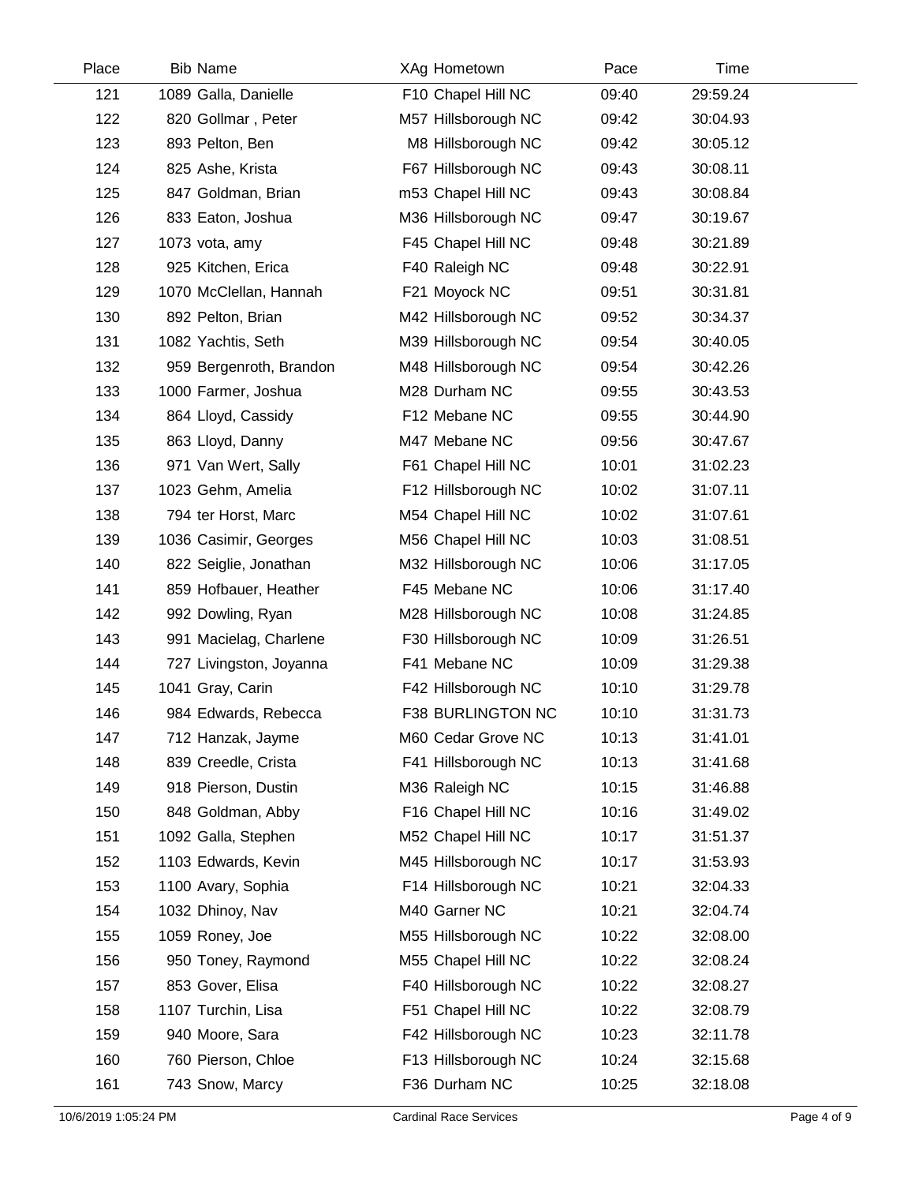| Place | Bib | Name | XAg | Hometown | Pace | Time |
|---|---|---|---|---|---|---|
| 121 | 1089 | Galla, Danielle | F10 | Chapel Hill NC | 09:40 | 29:59.24 |
| 122 | 820 | Gollmar , Peter | M57 | Hillsborough NC | 09:42 | 30:04.93 |
| 123 | 893 | Pelton, Ben | M8 | Hillsborough NC | 09:42 | 30:05.12 |
| 124 | 825 | Ashe, Krista | F67 | Hillsborough NC | 09:43 | 30:08.11 |
| 125 | 847 | Goldman, Brian | m53 | Chapel Hill NC | 09:43 | 30:08.84 |
| 126 | 833 | Eaton, Joshua | M36 | Hillsborough NC | 09:47 | 30:19.67 |
| 127 | 1073 | vota, amy | F45 | Chapel Hill NC | 09:48 | 30:21.89 |
| 128 | 925 | Kitchen, Erica | F40 | Raleigh NC | 09:48 | 30:22.91 |
| 129 | 1070 | McClellan, Hannah | F21 | Moyock NC | 09:51 | 30:31.81 |
| 130 | 892 | Pelton, Brian | M42 | Hillsborough NC | 09:52 | 30:34.37 |
| 131 | 1082 | Yachtis, Seth | M39 | Hillsborough NC | 09:54 | 30:40.05 |
| 132 | 959 | Bergenroth, Brandon | M48 | Hillsborough NC | 09:54 | 30:42.26 |
| 133 | 1000 | Farmer, Joshua | M28 | Durham NC | 09:55 | 30:43.53 |
| 134 | 864 | Lloyd, Cassidy | F12 | Mebane NC | 09:55 | 30:44.90 |
| 135 | 863 | Lloyd, Danny | M47 | Mebane NC | 09:56 | 30:47.67 |
| 136 | 971 | Van Wert, Sally | F61 | Chapel Hill NC | 10:01 | 31:02.23 |
| 137 | 1023 | Gehm, Amelia | F12 | Hillsborough NC | 10:02 | 31:07.11 |
| 138 | 794 | ter Horst, Marc | M54 | Chapel Hill NC | 10:02 | 31:07.61 |
| 139 | 1036 | Casimir, Georges | M56 | Chapel Hill NC | 10:03 | 31:08.51 |
| 140 | 822 | Seiglie, Jonathan | M32 | Hillsborough NC | 10:06 | 31:17.05 |
| 141 | 859 | Hofbauer, Heather | F45 | Mebane NC | 10:06 | 31:17.40 |
| 142 | 992 | Dowling, Ryan | M28 | Hillsborough NC | 10:08 | 31:24.85 |
| 143 | 991 | Macielag, Charlene | F30 | Hillsborough NC | 10:09 | 31:26.51 |
| 144 | 727 | Livingston, Joyanna | F41 | Mebane NC | 10:09 | 31:29.38 |
| 145 | 1041 | Gray, Carin | F42 | Hillsborough NC | 10:10 | 31:29.78 |
| 146 | 984 | Edwards, Rebecca | F38 | BURLINGTON NC | 10:10 | 31:31.73 |
| 147 | 712 | Hanzak, Jayme | M60 | Cedar Grove NC | 10:13 | 31:41.01 |
| 148 | 839 | Creedle, Crista | F41 | Hillsborough NC | 10:13 | 31:41.68 |
| 149 | 918 | Pierson, Dustin | M36 | Raleigh NC | 10:15 | 31:46.88 |
| 150 | 848 | Goldman, Abby | F16 | Chapel Hill NC | 10:16 | 31:49.02 |
| 151 | 1092 | Galla, Stephen | M52 | Chapel Hill NC | 10:17 | 31:51.37 |
| 152 | 1103 | Edwards, Kevin | M45 | Hillsborough NC | 10:17 | 31:53.93 |
| 153 | 1100 | Avary, Sophia | F14 | Hillsborough NC | 10:21 | 32:04.33 |
| 154 | 1032 | Dhinoy, Nav | M40 | Garner NC | 10:21 | 32:04.74 |
| 155 | 1059 | Roney, Joe | M55 | Hillsborough NC | 10:22 | 32:08.00 |
| 156 | 950 | Toney, Raymond | M55 | Chapel Hill NC | 10:22 | 32:08.24 |
| 157 | 853 | Gover, Elisa | F40 | Hillsborough NC | 10:22 | 32:08.27 |
| 158 | 1107 | Turchin, Lisa | F51 | Chapel Hill NC | 10:22 | 32:08.79 |
| 159 | 940 | Moore, Sara | F42 | Hillsborough NC | 10:23 | 32:11.78 |
| 160 | 760 | Pierson, Chloe | F13 | Hillsborough NC | 10:24 | 32:15.68 |
| 161 | 743 | Snow, Marcy | F36 | Durham NC | 10:25 | 32:18.08 |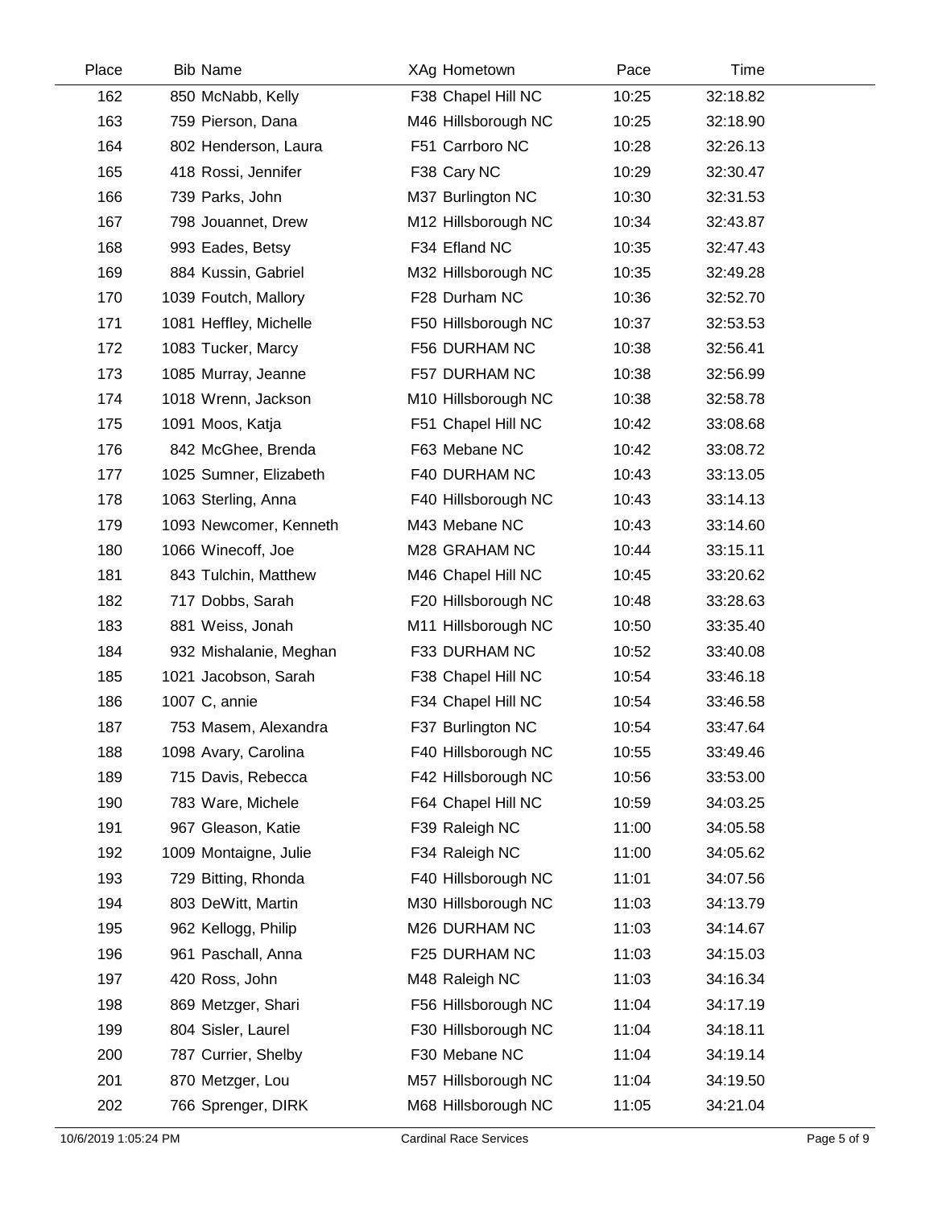| Place | Bib | Name | XAg | Hometown | Pace | Time |
|---|---|---|---|---|---|---|
| 162 | 850 | McNabb, Kelly | F38 | Chapel Hill NC | 10:25 | 32:18.82 |
| 163 | 759 | Pierson, Dana | M46 | Hillsborough NC | 10:25 | 32:18.90 |
| 164 | 802 | Henderson, Laura | F51 | Carrboro NC | 10:28 | 32:26.13 |
| 165 | 418 | Rossi, Jennifer | F38 | Cary NC | 10:29 | 32:30.47 |
| 166 | 739 | Parks, John | M37 | Burlington NC | 10:30 | 32:31.53 |
| 167 | 798 | Jouannet, Drew | M12 | Hillsborough NC | 10:34 | 32:43.87 |
| 168 | 993 | Eades, Betsy | F34 | Efland NC | 10:35 | 32:47.43 |
| 169 | 884 | Kussin, Gabriel | M32 | Hillsborough NC | 10:35 | 32:49.28 |
| 170 | 1039 | Foutch, Mallory | F28 | Durham NC | 10:36 | 32:52.70 |
| 171 | 1081 | Heffley, Michelle | F50 | Hillsborough NC | 10:37 | 32:53.53 |
| 172 | 1083 | Tucker, Marcy | F56 | DURHAM NC | 10:38 | 32:56.41 |
| 173 | 1085 | Murray, Jeanne | F57 | DURHAM NC | 10:38 | 32:56.99 |
| 174 | 1018 | Wrenn, Jackson | M10 | Hillsborough NC | 10:38 | 32:58.78 |
| 175 | 1091 | Moos, Katja | F51 | Chapel Hill NC | 10:42 | 33:08.68 |
| 176 | 842 | McGhee, Brenda | F63 | Mebane NC | 10:42 | 33:08.72 |
| 177 | 1025 | Sumner, Elizabeth | F40 | DURHAM NC | 10:43 | 33:13.05 |
| 178 | 1063 | Sterling, Anna | F40 | Hillsborough NC | 10:43 | 33:14.13 |
| 179 | 1093 | Newcomer, Kenneth | M43 | Mebane NC | 10:43 | 33:14.60 |
| 180 | 1066 | Winecoff, Joe | M28 | GRAHAM NC | 10:44 | 33:15.11 |
| 181 | 843 | Tulchin, Matthew | M46 | Chapel Hill NC | 10:45 | 33:20.62 |
| 182 | 717 | Dobbs, Sarah | F20 | Hillsborough NC | 10:48 | 33:28.63 |
| 183 | 881 | Weiss, Jonah | M11 | Hillsborough NC | 10:50 | 33:35.40 |
| 184 | 932 | Mishalanie, Meghan | F33 | DURHAM NC | 10:52 | 33:40.08 |
| 185 | 1021 | Jacobson, Sarah | F38 | Chapel Hill NC | 10:54 | 33:46.18 |
| 186 | 1007 | C, annie | F34 | Chapel Hill NC | 10:54 | 33:46.58 |
| 187 | 753 | Masem, Alexandra | F37 | Burlington NC | 10:54 | 33:47.64 |
| 188 | 1098 | Avary, Carolina | F40 | Hillsborough NC | 10:55 | 33:49.46 |
| 189 | 715 | Davis, Rebecca | F42 | Hillsborough NC | 10:56 | 33:53.00 |
| 190 | 783 | Ware, Michele | F64 | Chapel Hill NC | 10:59 | 34:03.25 |
| 191 | 967 | Gleason, Katie | F39 | Raleigh NC | 11:00 | 34:05.58 |
| 192 | 1009 | Montaigne, Julie | F34 | Raleigh NC | 11:00 | 34:05.62 |
| 193 | 729 | Bitting, Rhonda | F40 | Hillsborough NC | 11:01 | 34:07.56 |
| 194 | 803 | DeWitt, Martin | M30 | Hillsborough NC | 11:03 | 34:13.79 |
| 195 | 962 | Kellogg, Philip | M26 | DURHAM NC | 11:03 | 34:14.67 |
| 196 | 961 | Paschall, Anna | F25 | DURHAM NC | 11:03 | 34:15.03 |
| 197 | 420 | Ross, John | M48 | Raleigh NC | 11:03 | 34:16.34 |
| 198 | 869 | Metzger, Shari | F56 | Hillsborough NC | 11:04 | 34:17.19 |
| 199 | 804 | Sisler, Laurel | F30 | Hillsborough NC | 11:04 | 34:18.11 |
| 200 | 787 | Currier, Shelby | F30 | Mebane NC | 11:04 | 34:19.14 |
| 201 | 870 | Metzger, Lou | M57 | Hillsborough NC | 11:04 | 34:19.50 |
| 202 | 766 | Sprenger, DIRK | M68 | Hillsborough NC | 11:05 | 34:21.04 |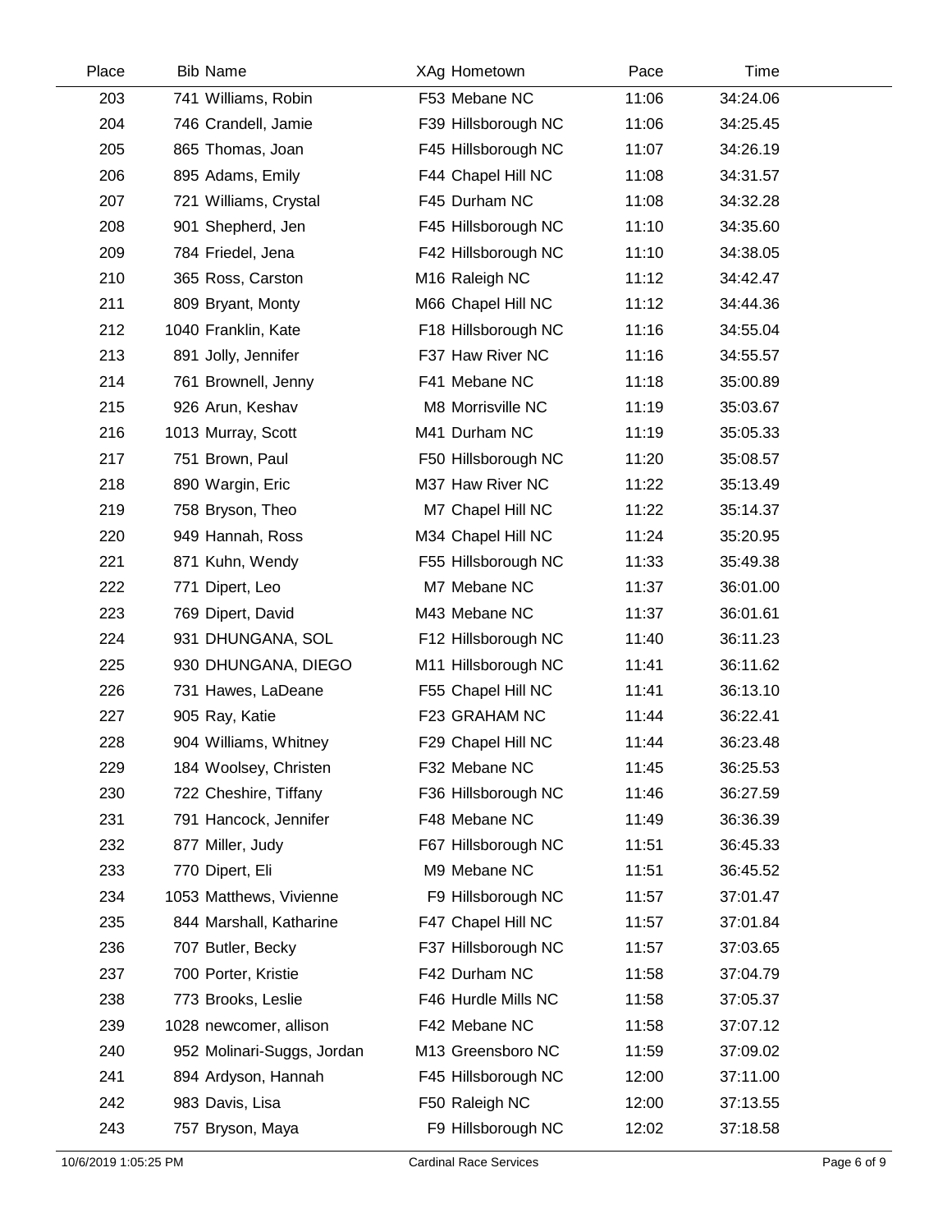| Place | Bib | Name | XAg | Hometown | Pace | Time |
|---|---|---|---|---|---|---|
| 203 | 741 | Williams, Robin | F53 | Mebane NC | 11:06 | 34:24.06 |
| 204 | 746 | Crandell, Jamie | F39 | Hillsborough NC | 11:06 | 34:25.45 |
| 205 | 865 | Thomas, Joan | F45 | Hillsborough NC | 11:07 | 34:26.19 |
| 206 | 895 | Adams, Emily | F44 | Chapel Hill NC | 11:08 | 34:31.57 |
| 207 | 721 | Williams, Crystal | F45 | Durham NC | 11:08 | 34:32.28 |
| 208 | 901 | Shepherd, Jen | F45 | Hillsborough NC | 11:10 | 34:35.60 |
| 209 | 784 | Friedel, Jena | F42 | Hillsborough NC | 11:10 | 34:38.05 |
| 210 | 365 | Ross, Carston | M16 | Raleigh NC | 11:12 | 34:42.47 |
| 211 | 809 | Bryant, Monty | M66 | Chapel Hill NC | 11:12 | 34:44.36 |
| 212 | 1040 | Franklin, Kate | F18 | Hillsborough NC | 11:16 | 34:55.04 |
| 213 | 891 | Jolly, Jennifer | F37 | Haw River NC | 11:16 | 34:55.57 |
| 214 | 761 | Brownell, Jenny | F41 | Mebane NC | 11:18 | 35:00.89 |
| 215 | 926 | Arun, Keshav | M8 | Morrisville NC | 11:19 | 35:03.67 |
| 216 | 1013 | Murray, Scott | M41 | Durham NC | 11:19 | 35:05.33 |
| 217 | 751 | Brown, Paul | F50 | Hillsborough NC | 11:20 | 35:08.57 |
| 218 | 890 | Wargin, Eric | M37 | Haw River NC | 11:22 | 35:13.49 |
| 219 | 758 | Bryson, Theo | M7 | Chapel Hill NC | 11:22 | 35:14.37 |
| 220 | 949 | Hannah, Ross | M34 | Chapel Hill NC | 11:24 | 35:20.95 |
| 221 | 871 | Kuhn, Wendy | F55 | Hillsborough NC | 11:33 | 35:49.38 |
| 222 | 771 | Dipert, Leo | M7 | Mebane NC | 11:37 | 36:01.00 |
| 223 | 769 | Dipert, David | M43 | Mebane NC | 11:37 | 36:01.61 |
| 224 | 931 | DHUNGANA, SOL | F12 | Hillsborough NC | 11:40 | 36:11.23 |
| 225 | 930 | DHUNGANA, DIEGO | M11 | Hillsborough NC | 11:41 | 36:11.62 |
| 226 | 731 | Hawes, LaDeane | F55 | Chapel Hill NC | 11:41 | 36:13.10 |
| 227 | 905 | Ray, Katie | F23 | GRAHAM NC | 11:44 | 36:22.41 |
| 228 | 904 | Williams, Whitney | F29 | Chapel Hill NC | 11:44 | 36:23.48 |
| 229 | 184 | Woolsey, Christen | F32 | Mebane NC | 11:45 | 36:25.53 |
| 230 | 722 | Cheshire, Tiffany | F36 | Hillsborough NC | 11:46 | 36:27.59 |
| 231 | 791 | Hancock, Jennifer | F48 | Mebane NC | 11:49 | 36:36.39 |
| 232 | 877 | Miller, Judy | F67 | Hillsborough NC | 11:51 | 36:45.33 |
| 233 | 770 | Dipert, Eli | M9 | Mebane NC | 11:51 | 36:45.52 |
| 234 | 1053 | Matthews, Vivienne | F9 | Hillsborough NC | 11:57 | 37:01.47 |
| 235 | 844 | Marshall, Katharine | F47 | Chapel Hill NC | 11:57 | 37:01.84 |
| 236 | 707 | Butler, Becky | F37 | Hillsborough NC | 11:57 | 37:03.65 |
| 237 | 700 | Porter, Kristie | F42 | Durham NC | 11:58 | 37:04.79 |
| 238 | 773 | Brooks, Leslie | F46 | Hurdle Mills NC | 11:58 | 37:05.37 |
| 239 | 1028 | newcomer, allison | F42 | Mebane NC | 11:58 | 37:07.12 |
| 240 | 952 | Molinari-Suggs, Jordan | M13 | Greensboro NC | 11:59 | 37:09.02 |
| 241 | 894 | Ardyson, Hannah | F45 | Hillsborough NC | 12:00 | 37:11.00 |
| 242 | 983 | Davis, Lisa | F50 | Raleigh NC | 12:00 | 37:13.55 |
| 243 | 757 | Bryson, Maya | F9 | Hillsborough NC | 12:02 | 37:18.58 |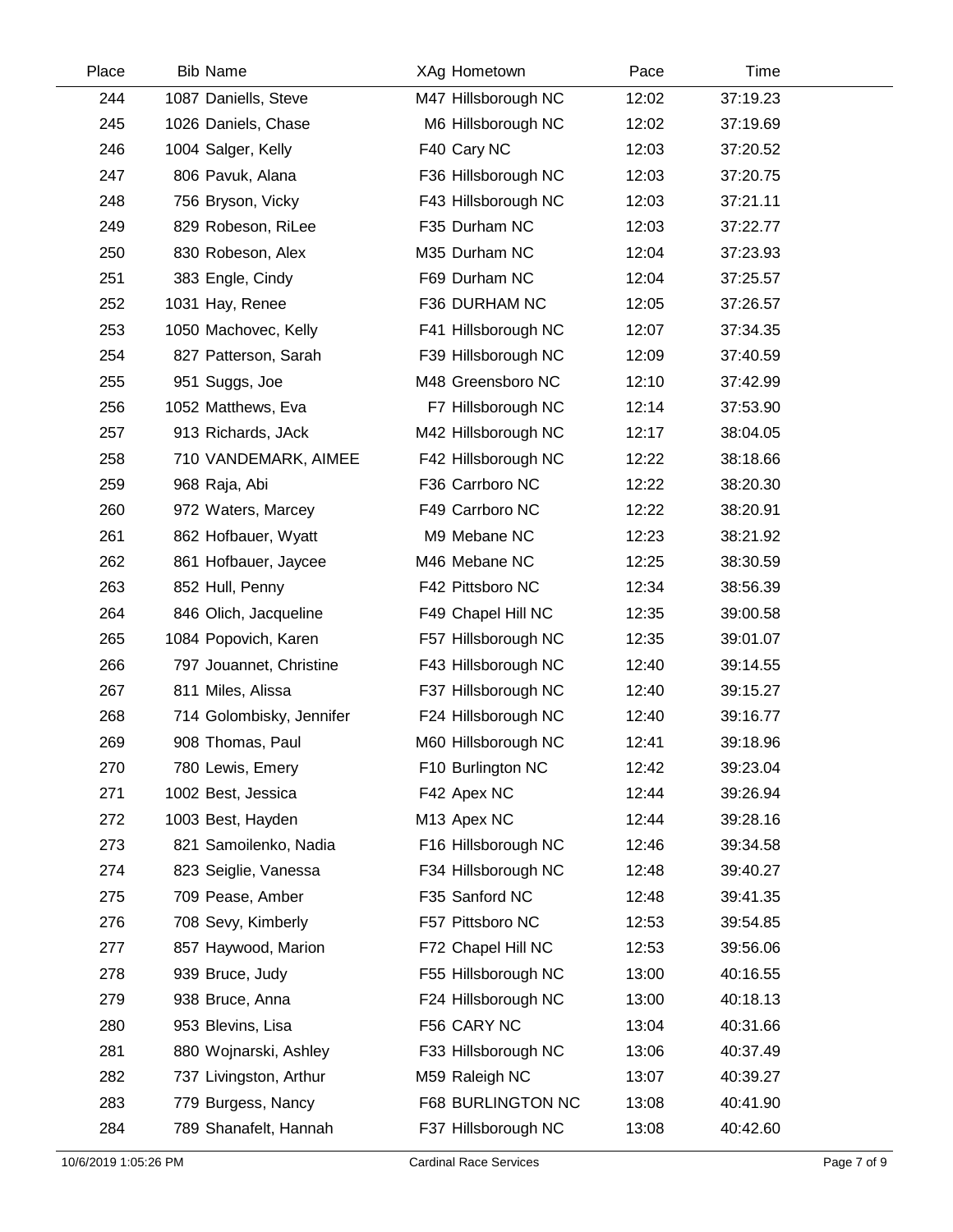| Place | Bib | Name | XAg | Hometown | Pace | Time |
|---|---|---|---|---|---|---|
| 244 | 1087 | Daniells, Steve | M47 | Hillsborough NC | 12:02 | 37:19.23 |
| 245 | 1026 | Daniels, Chase | M6 | Hillsborough NC | 12:02 | 37:19.69 |
| 246 | 1004 | Salger, Kelly | F40 | Cary NC | 12:03 | 37:20.52 |
| 247 | 806 | Pavuk, Alana | F36 | Hillsborough NC | 12:03 | 37:20.75 |
| 248 | 756 | Bryson, Vicky | F43 | Hillsborough NC | 12:03 | 37:21.11 |
| 249 | 829 | Robeson, RiLee | F35 | Durham NC | 12:03 | 37:22.77 |
| 250 | 830 | Robeson, Alex | M35 | Durham NC | 12:04 | 37:23.93 |
| 251 | 383 | Engle, Cindy | F69 | Durham NC | 12:04 | 37:25.57 |
| 252 | 1031 | Hay, Renee | F36 | DURHAM NC | 12:05 | 37:26.57 |
| 253 | 1050 | Machovec, Kelly | F41 | Hillsborough NC | 12:07 | 37:34.35 |
| 254 | 827 | Patterson, Sarah | F39 | Hillsborough NC | 12:09 | 37:40.59 |
| 255 | 951 | Suggs, Joe | M48 | Greensboro NC | 12:10 | 37:42.99 |
| 256 | 1052 | Matthews, Eva | F7 | Hillsborough NC | 12:14 | 37:53.90 |
| 257 | 913 | Richards, JAck | M42 | Hillsborough NC | 12:17 | 38:04.05 |
| 258 | 710 | VANDEMARK, AIMEE | F42 | Hillsborough NC | 12:22 | 38:18.66 |
| 259 | 968 | Raja, Abi | F36 | Carrboro NC | 12:22 | 38:20.30 |
| 260 | 972 | Waters, Marcey | F49 | Carrboro NC | 12:22 | 38:20.91 |
| 261 | 862 | Hofbauer, Wyatt | M9 | Mebane NC | 12:23 | 38:21.92 |
| 262 | 861 | Hofbauer, Jaycee | M46 | Mebane NC | 12:25 | 38:30.59 |
| 263 | 852 | Hull, Penny | F42 | Pittsboro NC | 12:34 | 38:56.39 |
| 264 | 846 | Olich, Jacqueline | F49 | Chapel Hill NC | 12:35 | 39:00.58 |
| 265 | 1084 | Popovich, Karen | F57 | Hillsborough NC | 12:35 | 39:01.07 |
| 266 | 797 | Jouannet, Christine | F43 | Hillsborough NC | 12:40 | 39:14.55 |
| 267 | 811 | Miles, Alissa | F37 | Hillsborough NC | 12:40 | 39:15.27 |
| 268 | 714 | Golombisky, Jennifer | F24 | Hillsborough NC | 12:40 | 39:16.77 |
| 269 | 908 | Thomas, Paul | M60 | Hillsborough NC | 12:41 | 39:18.96 |
| 270 | 780 | Lewis, Emery | F10 | Burlington NC | 12:42 | 39:23.04 |
| 271 | 1002 | Best, Jessica | F42 | Apex NC | 12:44 | 39:26.94 |
| 272 | 1003 | Best, Hayden | M13 | Apex NC | 12:44 | 39:28.16 |
| 273 | 821 | Samoilenko, Nadia | F16 | Hillsborough NC | 12:46 | 39:34.58 |
| 274 | 823 | Seiglie, Vanessa | F34 | Hillsborough NC | 12:48 | 39:40.27 |
| 275 | 709 | Pease, Amber | F35 | Sanford NC | 12:48 | 39:41.35 |
| 276 | 708 | Sevy, Kimberly | F57 | Pittsboro NC | 12:53 | 39:54.85 |
| 277 | 857 | Haywood, Marion | F72 | Chapel Hill NC | 12:53 | 39:56.06 |
| 278 | 939 | Bruce, Judy | F55 | Hillsborough NC | 13:00 | 40:16.55 |
| 279 | 938 | Bruce, Anna | F24 | Hillsborough NC | 13:00 | 40:18.13 |
| 280 | 953 | Blevins, Lisa | F56 | CARY NC | 13:04 | 40:31.66 |
| 281 | 880 | Wojnarski, Ashley | F33 | Hillsborough NC | 13:06 | 40:37.49 |
| 282 | 737 | Livingston, Arthur | M59 | Raleigh NC | 13:07 | 40:39.27 |
| 283 | 779 | Burgess, Nancy | F68 | BURLINGTON NC | 13:08 | 40:41.90 |
| 284 | 789 | Shanafelt, Hannah | F37 | Hillsborough NC | 13:08 | 40:42.60 |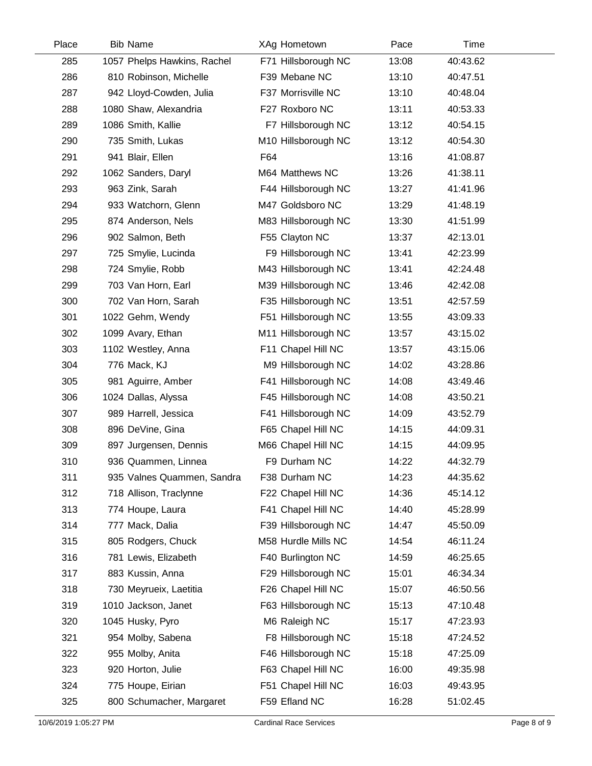| Place | Bib | Name | XAg | Hometown | Pace | Time |
|---|---|---|---|---|---|---|
| 285 | 1057 | Phelps Hawkins, Rachel | F71 | Hillsborough NC | 13:08 | 40:43.62 |
| 286 | 810 | Robinson, Michelle | F39 | Mebane NC | 13:10 | 40:47.51 |
| 287 | 942 | Lloyd-Cowden, Julia | F37 | Morrisville NC | 13:10 | 40:48.04 |
| 288 | 1080 | Shaw, Alexandria | F27 | Roxboro NC | 13:11 | 40:53.33 |
| 289 | 1086 | Smith, Kallie | F7 | Hillsborough NC | 13:12 | 40:54.15 |
| 290 | 735 | Smith, Lukas | M10 | Hillsborough NC | 13:12 | 40:54.30 |
| 291 | 941 | Blair, Ellen | F64 | | 13:16 | 41:08.87 |
| 292 | 1062 | Sanders, Daryl | M64 | Matthews NC | 13:26 | 41:38.11 |
| 293 | 963 | Zink, Sarah | F44 | Hillsborough NC | 13:27 | 41:41.96 |
| 294 | 933 | Watchorn, Glenn | M47 | Goldsboro NC | 13:29 | 41:48.19 |
| 295 | 874 | Anderson, Nels | M83 | Hillsborough NC | 13:30 | 41:51.99 |
| 296 | 902 | Salmon, Beth | F55 | Clayton NC | 13:37 | 42:13.01 |
| 297 | 725 | Smylie, Lucinda | F9 | Hillsborough NC | 13:41 | 42:23.99 |
| 298 | 724 | Smylie, Robb | M43 | Hillsborough NC | 13:41 | 42:24.48 |
| 299 | 703 | Van Horn, Earl | M39 | Hillsborough NC | 13:46 | 42:42.08 |
| 300 | 702 | Van Horn, Sarah | F35 | Hillsborough NC | 13:51 | 42:57.59 |
| 301 | 1022 | Gehm, Wendy | F51 | Hillsborough NC | 13:55 | 43:09.33 |
| 302 | 1099 | Avary, Ethan | M11 | Hillsborough NC | 13:57 | 43:15.02 |
| 303 | 1102 | Westley, Anna | F11 | Chapel Hill NC | 13:57 | 43:15.06 |
| 304 | 776 | Mack, KJ | M9 | Hillsborough NC | 14:02 | 43:28.86 |
| 305 | 981 | Aguirre, Amber | F41 | Hillsborough NC | 14:08 | 43:49.46 |
| 306 | 1024 | Dallas, Alyssa | F45 | Hillsborough NC | 14:08 | 43:50.21 |
| 307 | 989 | Harrell, Jessica | F41 | Hillsborough NC | 14:09 | 43:52.79 |
| 308 | 896 | DeVine, Gina | F65 | Chapel Hill NC | 14:15 | 44:09.31 |
| 309 | 897 | Jurgensen, Dennis | M66 | Chapel Hill NC | 14:15 | 44:09.95 |
| 310 | 936 | Quammen, Linnea | F9 | Durham NC | 14:22 | 44:32.79 |
| 311 | 935 | Valnes Quammen, Sandra | F38 | Durham NC | 14:23 | 44:35.62 |
| 312 | 718 | Allison, Traclynne | F22 | Chapel Hill NC | 14:36 | 45:14.12 |
| 313 | 774 | Houpe, Laura | F41 | Chapel Hill NC | 14:40 | 45:28.99 |
| 314 | 777 | Mack, Dalia | F39 | Hillsborough NC | 14:47 | 45:50.09 |
| 315 | 805 | Rodgers, Chuck | M58 | Hurdle Mills NC | 14:54 | 46:11.24 |
| 316 | 781 | Lewis, Elizabeth | F40 | Burlington NC | 14:59 | 46:25.65 |
| 317 | 883 | Kussin, Anna | F29 | Hillsborough NC | 15:01 | 46:34.34 |
| 318 | 730 | Meyrueix, Laetitia | F26 | Chapel Hill NC | 15:07 | 46:50.56 |
| 319 | 1010 | Jackson, Janet | F63 | Hillsborough NC | 15:13 | 47:10.48 |
| 320 | 1045 | Husky, Pyro | M6 | Raleigh NC | 15:17 | 47:23.93 |
| 321 | 954 | Molby, Sabena | F8 | Hillsborough NC | 15:18 | 47:24.52 |
| 322 | 955 | Molby, Anita | F46 | Hillsborough NC | 15:18 | 47:25.09 |
| 323 | 920 | Horton, Julie | F63 | Chapel Hill NC | 16:00 | 49:35.98 |
| 324 | 775 | Houpe, Eirian | F51 | Chapel Hill NC | 16:03 | 49:43.95 |
| 325 | 800 | Schumacher, Margaret | F59 | Efland NC | 16:28 | 51:02.45 |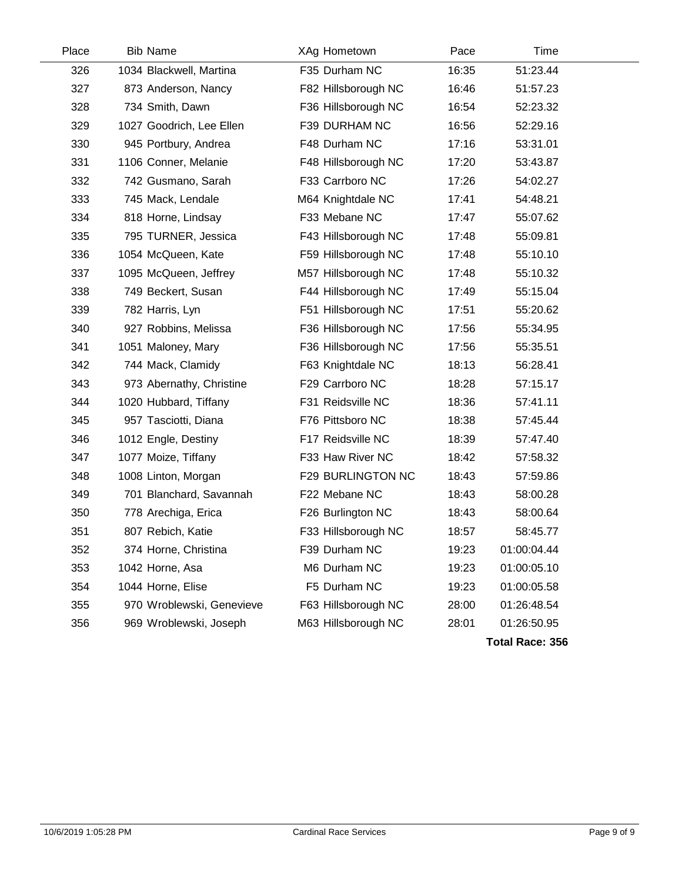| Place | Bib | Name | XAg | Hometown | Pace | Time |
|---|---|---|---|---|---|---|
| 326 | 1034 | Blackwell, Martina | F35 | Durham NC | 16:35 | 51:23.44 |
| 327 | 873 | Anderson, Nancy | F82 | Hillsborough NC | 16:46 | 51:57.23 |
| 328 | 734 | Smith, Dawn | F36 | Hillsborough NC | 16:54 | 52:23.32 |
| 329 | 1027 | Goodrich, Lee Ellen | F39 | DURHAM NC | 16:56 | 52:29.16 |
| 330 | 945 | Portbury, Andrea | F48 | Durham NC | 17:16 | 53:31.01 |
| 331 | 1106 | Conner, Melanie | F48 | Hillsborough NC | 17:20 | 53:43.87 |
| 332 | 742 | Gusmano, Sarah | F33 | Carrboro NC | 17:26 | 54:02.27 |
| 333 | 745 | Mack, Lendale | M64 | Knightdale NC | 17:41 | 54:48.21 |
| 334 | 818 | Horne, Lindsay | F33 | Mebane NC | 17:47 | 55:07.62 |
| 335 | 795 | TURNER, Jessica | F43 | Hillsborough NC | 17:48 | 55:09.81 |
| 336 | 1054 | McQueen, Kate | F59 | Hillsborough NC | 17:48 | 55:10.10 |
| 337 | 1095 | McQueen, Jeffrey | M57 | Hillsborough NC | 17:48 | 55:10.32 |
| 338 | 749 | Beckert, Susan | F44 | Hillsborough NC | 17:49 | 55:15.04 |
| 339 | 782 | Harris, Lyn | F51 | Hillsborough NC | 17:51 | 55:20.62 |
| 340 | 927 | Robbins, Melissa | F36 | Hillsborough NC | 17:56 | 55:34.95 |
| 341 | 1051 | Maloney, Mary | F36 | Hillsborough NC | 17:56 | 55:35.51 |
| 342 | 744 | Mack, Clamidy | F63 | Knightdale NC | 18:13 | 56:28.41 |
| 343 | 973 | Abernathy, Christine | F29 | Carrboro NC | 18:28 | 57:15.17 |
| 344 | 1020 | Hubbard, Tiffany | F31 | Reidsville NC | 18:36 | 57:41.11 |
| 345 | 957 | Tasciotti, Diana | F76 | Pittsboro NC | 18:38 | 57:45.44 |
| 346 | 1012 | Engle, Destiny | F17 | Reidsville NC | 18:39 | 57:47.40 |
| 347 | 1077 | Moize, Tiffany | F33 | Haw River NC | 18:42 | 57:58.32 |
| 348 | 1008 | Linton, Morgan | F29 | BURLINGTON NC | 18:43 | 57:59.86 |
| 349 | 701 | Blanchard, Savannah | F22 | Mebane NC | 18:43 | 58:00.28 |
| 350 | 778 | Arechiga, Erica | F26 | Burlington NC | 18:43 | 58:00.64 |
| 351 | 807 | Rebich, Katie | F33 | Hillsborough NC | 18:57 | 58:45.77 |
| 352 | 374 | Horne, Christina | F39 | Durham NC | 19:23 | 01:00:04.44 |
| 353 | 1042 | Horne, Asa | M6 | Durham NC | 19:23 | 01:00:05.10 |
| 354 | 1044 | Horne, Elise | F5 | Durham NC | 19:23 | 01:00:05.58 |
| 355 | 970 | Wroblewski, Genevieve | F63 | Hillsborough NC | 28:00 | 01:26:48.54 |
| 356 | 969 | Wroblewski, Joseph | M63 | Hillsborough NC | 28:01 | 01:26:50.95 |

**Total Race: 356**